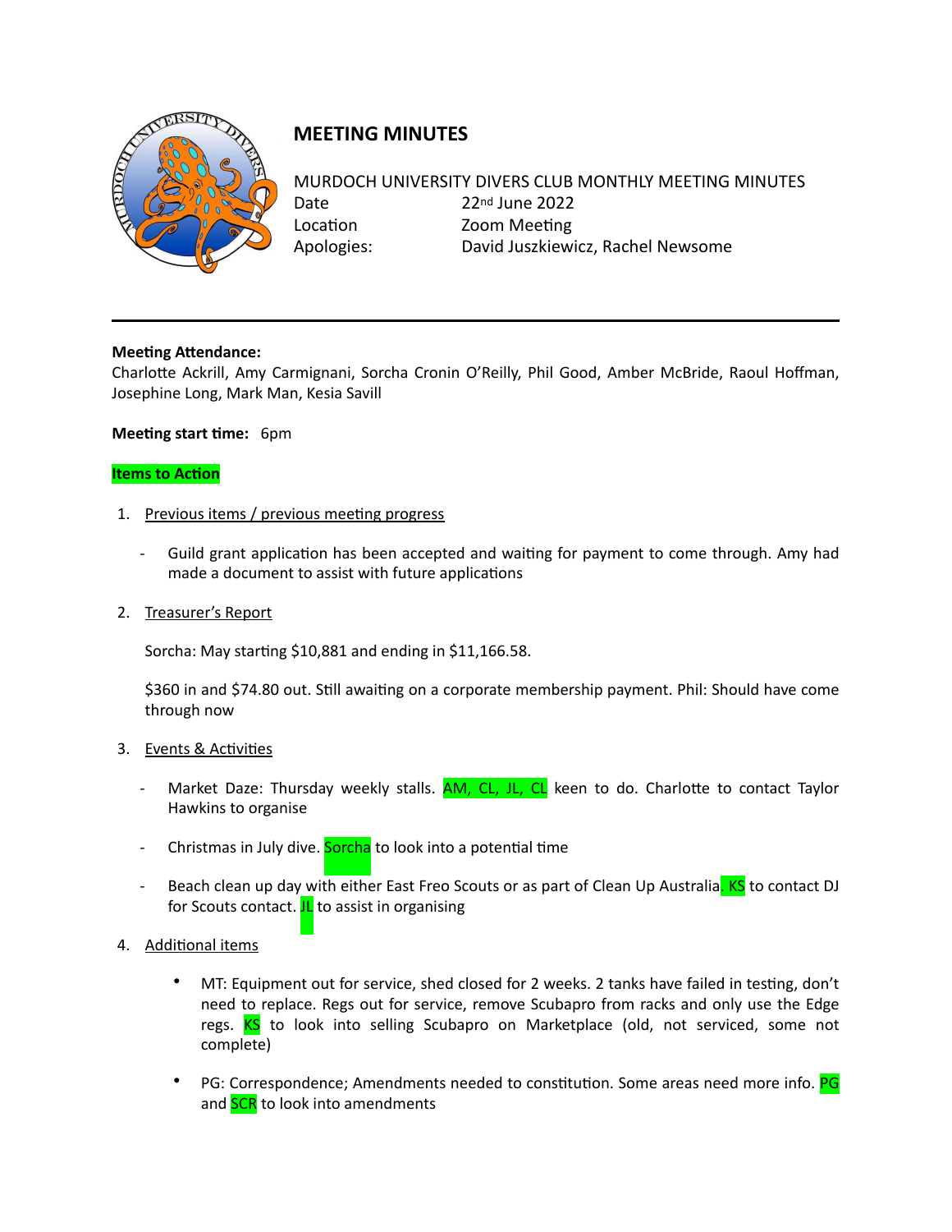# MEETING MINUTES

MURDOCH UNIVERSITY DIVERS CLUB MONTHLY MEETING MINUTES

| | |
|---|---|
| Date | 22nd June 2022 |
| Location | Zoom Meeting |
| Apologies: | David Juszkiewicz, Rachel Newsome |

---

**Meeting Attendance:**
Charlotte Ackrill, Amy Carmignani, Sorcha Cronin O'Reilly, Phil Good, Amber McBride, Raoul Hoffman, Josephine Long, Mark Man, Kesia Savill

**Meeting start time:** 6pm

**Items to Action**

1. Previous items / previous meeting progress

   - Guild grant application has been accepted and waiting for payment to come through. Amy had made a document to assist with future applications

2. Treasurer's Report

   Sorcha: May starting $10,881 and ending in $11,166.58.

   $360 in and $74.80 out. Still awaiting on a corporate membership payment. Phil: Should have come through now

3. Events & Activities

   - Market Daze: Thursday weekly stalls. AM, CL, JL, CL keen to do. Charlotte to contact Taylor Hawkins to organise
   - Christmas in July dive. Sorcha to look into a potential time
   - Beach clean up day with either East Freo Scouts or as part of Clean Up Australia. KS to contact DJ for Scouts contact. JL to assist in organising

4. Additional items

   - MT: Equipment out for service, shed closed for 2 weeks. 2 tanks have failed in testing, don't need to replace. Regs out for service, remove Scubapro from racks and only use the Edge regs. KS to look into selling Scubapro on Marketplace (old, not serviced, some not complete)
   - PG: Correspondence; Amendments needed to constitution. Some areas need more info. PG and SCR to look into amendments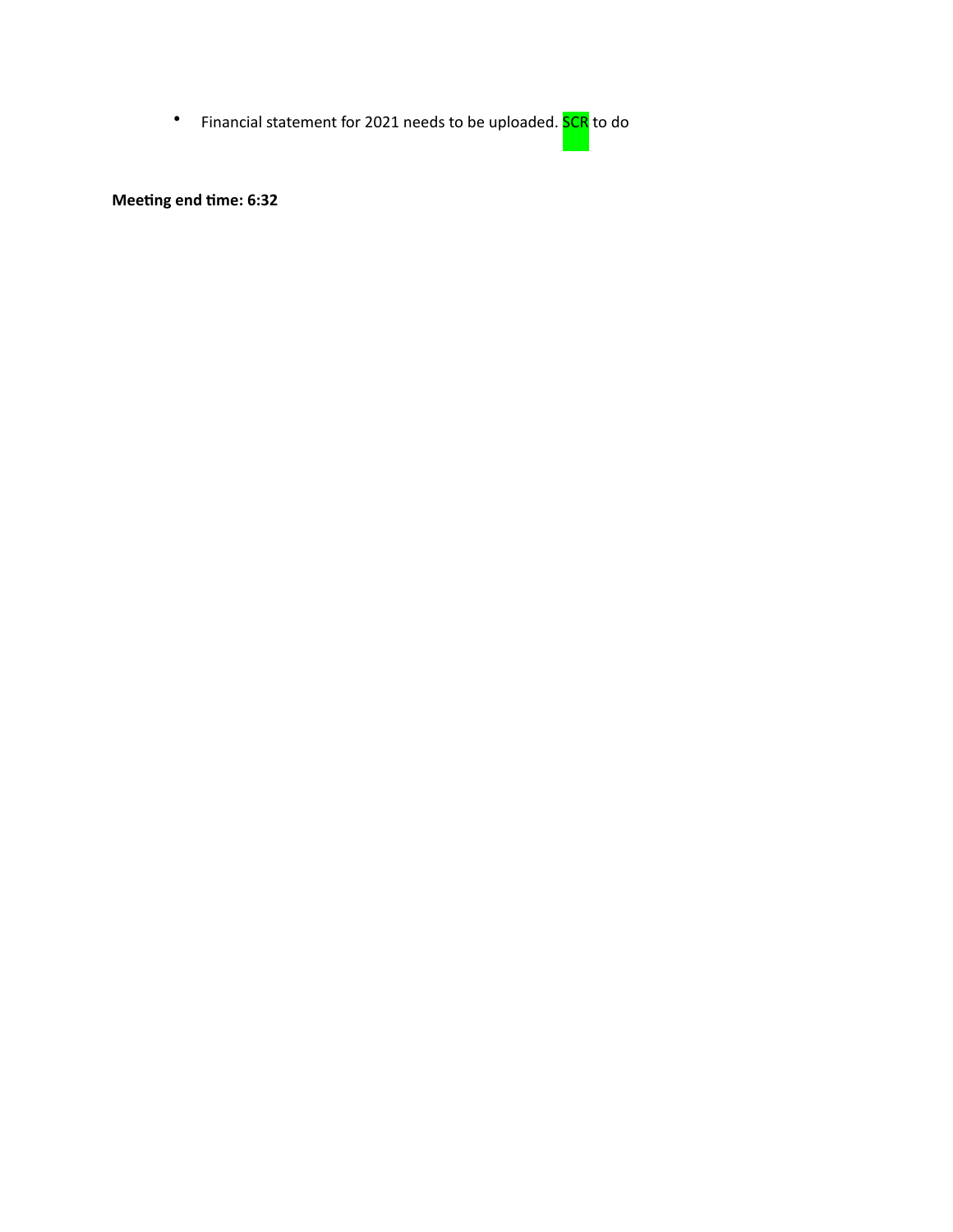- Financial statement for 2021 needs to be uploaded. SCR to do

**Meeting end time: 6:32**